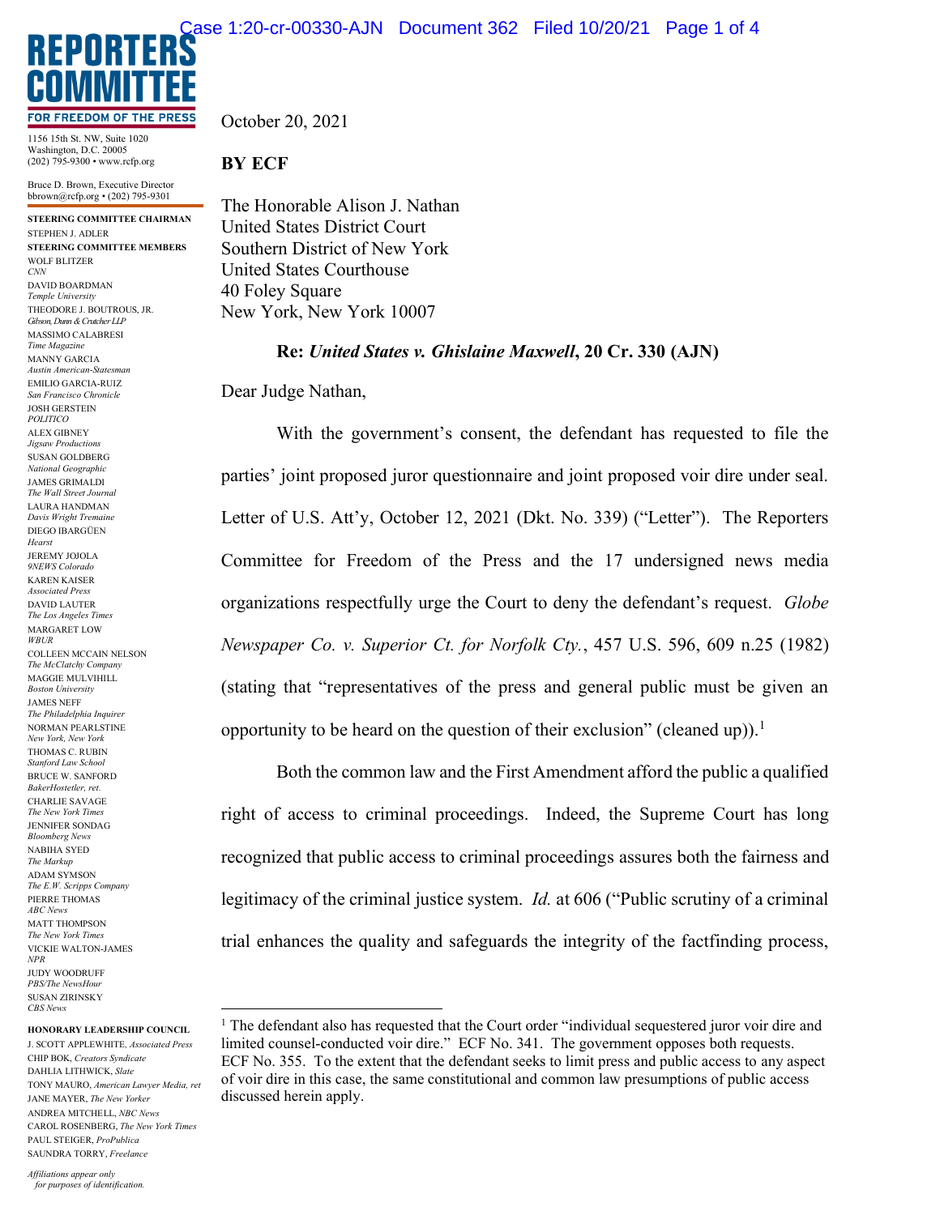**REPORTERS COMMITTEE**
**FOR FREEDOM OF THE PRESS**

1156 15th St. NW, Suite 1020
Washington, D.C. 20005
(202) 795-9300 • www.rcfp.org

Bruce D. Brown, Executive Director
bbrown@rcfp.org • (202) 795-9301

**STEERING COMMITTEE CHAIRMAN**
STEPHEN J. ADLER

**STEERING COMMITTEE MEMBERS**
WOLF BLITZER *CNN*
DAVID BOARDMAN *Temple University*
THEODORE J. BOUTROUS, JR. *Gibson, Dunn & Crutcher LLP*
MASSIMO CALABRESI *Time Magazine*
MANNY GARCIA *Austin American-Statesman*
EMILIO GARCIA-RUIZ *San Francisco Chronicle*
JOSH GERSTEIN *POLITICO*
ALEX GIBNEY *Jigsaw Productions*
SUSAN GOLDBERG *National Geographic*
JAMES GRIMALDI *The Wall Street Journal*
LAURA HANDMAN *Davis Wright Tremaine*
DIEGO IBARGÜEN *Hearst*
JEREMY JOJOLA *9NEWS Colorado*
KAREN KAISER *Associated Press*
DAVID LAUTER *The Los Angeles Times*
MARGARET LOW *WBUR*
COLLEEN MCCAIN NELSON *The McClatchy Company*
MAGGIE MULVIHILL *Boston University*
JAMES NEFF *The Philadelphia Inquirer*
NORMAN PEARLSTINE *New York, New York*
THOMAS C. RUBIN *Stanford Law School*
BRUCE W. SANFORD *BakerHostetler, ret.*
CHARLIE SAVAGE *The New York Times*
JENNIFER SONDAG *Bloomberg News*
NABIHA SYED *The Markup*
ADAM SYMSON *The E.W. Scripps Company*
PIERRE THOMAS *ABC News*
MATT THOMPSON *The New York Times*
VICKIE WALTON-JAMES *NPR*
JUDY WOODRUFF *PBS/The NewsHour*
SUSAN ZIRINSKY *CBS News*

**HONORARY LEADERSHIP COUNCIL**
J. SCOTT APPLEWHITE, *Associated Press*
CHIP BOK, *Creators Syndicate*
DAHLIA LITHWICK, *Slate*
TONY MAURO, *American Lawyer Media, ret*
JANE MAYER, *The New Yorker*
ANDREA MITCHELL, *NBC News*
CAROL ROSENBERG, *The New York Times*
PAUL STEIGER, *ProPublica*
SAUNDRA TORRY, *Freelance*

*Affiliations appear only for purposes of identification.*

October 20, 2021

**BY ECF**

The Honorable Alison J. Nathan
United States District Court
Southern District of New York
United States Courthouse
40 Foley Square
New York, New York 10007

**Re: *United States v. Ghislaine Maxwell*, 20 Cr. 330 (AJN)**

Dear Judge Nathan,

With the government's consent, the defendant has requested to file the parties' joint proposed juror questionnaire and joint proposed voir dire under seal. Letter of U.S. Att'y, October 12, 2021 (Dkt. No. 339) ("Letter"). The Reporters Committee for Freedom of the Press and the 17 undersigned news media organizations respectfully urge the Court to deny the defendant's request. *Globe Newspaper Co. v. Superior Ct. for Norfolk Cty.*, 457 U.S. 596, 609 n.25 (1982) (stating that "representatives of the press and general public must be given an opportunity to be heard on the question of their exclusion" (cleaned up)).[1]

Both the common law and the First Amendment afford the public a qualified right of access to criminal proceedings. Indeed, the Supreme Court has long recognized that public access to criminal proceedings assures both the fairness and legitimacy of the criminal justice system. *Id.* at 606 ("Public scrutiny of a criminal trial enhances the quality and safeguards the integrity of the factfinding process,

[1] The defendant also has requested that the Court order "individual sequestered juror voir dire and limited counsel-conducted voir dire." ECF No. 341. The government opposes both requests. ECF No. 355. To the extent that the defendant seeks to limit press and public access to any aspect of voir dire in this case, the same constitutional and common law presumptions of public access discussed herein apply.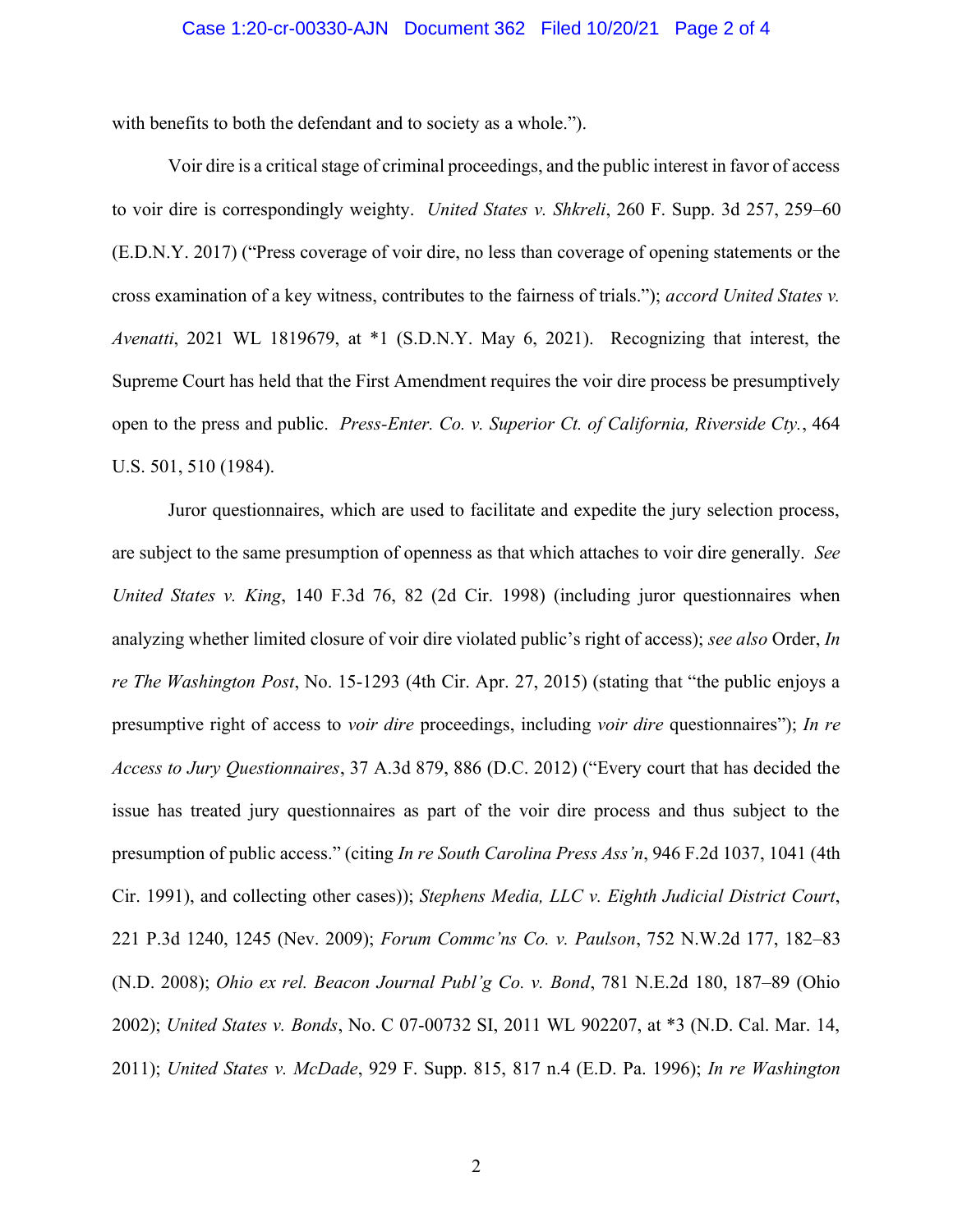with benefits to both the defendant and to society as a whole.").

Voir dire is a critical stage of criminal proceedings, and the public interest in favor of access to voir dire is correspondingly weighty. *United States v. Shkreli*, 260 F. Supp. 3d 257, 259–60 (E.D.N.Y. 2017) ("Press coverage of voir dire, no less than coverage of opening statements or the cross examination of a key witness, contributes to the fairness of trials."); *accord United States v. Avenatti*, 2021 WL 1819679, at *1 (S.D.N.Y. May 6, 2021). Recognizing that interest, the Supreme Court has held that the First Amendment requires the voir dire process be presumptively open to the press and public. *Press-Enter. Co. v. Superior Ct. of California, Riverside Cty.*, 464 U.S. 501, 510 (1984).

Juror questionnaires, which are used to facilitate and expedite the jury selection process, are subject to the same presumption of openness as that which attaches to voir dire generally. *See United States v. King*, 140 F.3d 76, 82 (2d Cir. 1998) (including juror questionnaires when analyzing whether limited closure of voir dire violated public's right of access); *see also* Order, *In re The Washington Post*, No. 15-1293 (4th Cir. Apr. 27, 2015) (stating that "the public enjoys a presumptive right of access to *voir dire* proceedings, including *voir dire* questionnaires"); *In re Access to Jury Questionnaires*, 37 A.3d 879, 886 (D.C. 2012) ("Every court that has decided the issue has treated jury questionnaires as part of the voir dire process and thus subject to the presumption of public access." (citing *In re South Carolina Press Ass'n*, 946 F.2d 1037, 1041 (4th Cir. 1991), and collecting other cases)); *Stephens Media, LLC v. Eighth Judicial District Court*, 221 P.3d 1240, 1245 (Nev. 2009); *Forum Commc'ns Co. v. Paulson*, 752 N.W.2d 177, 182–83 (N.D. 2008); *Ohio ex rel. Beacon Journal Publ'g Co. v. Bond*, 781 N.E.2d 180, 187–89 (Ohio 2002); *United States v. Bonds*, No. C 07-00732 SI, 2011 WL 902207, at *3 (N.D. Cal. Mar. 14, 2011); *United States v. McDade*, 929 F. Supp. 815, 817 n.4 (E.D. Pa. 1996); *In re Washington*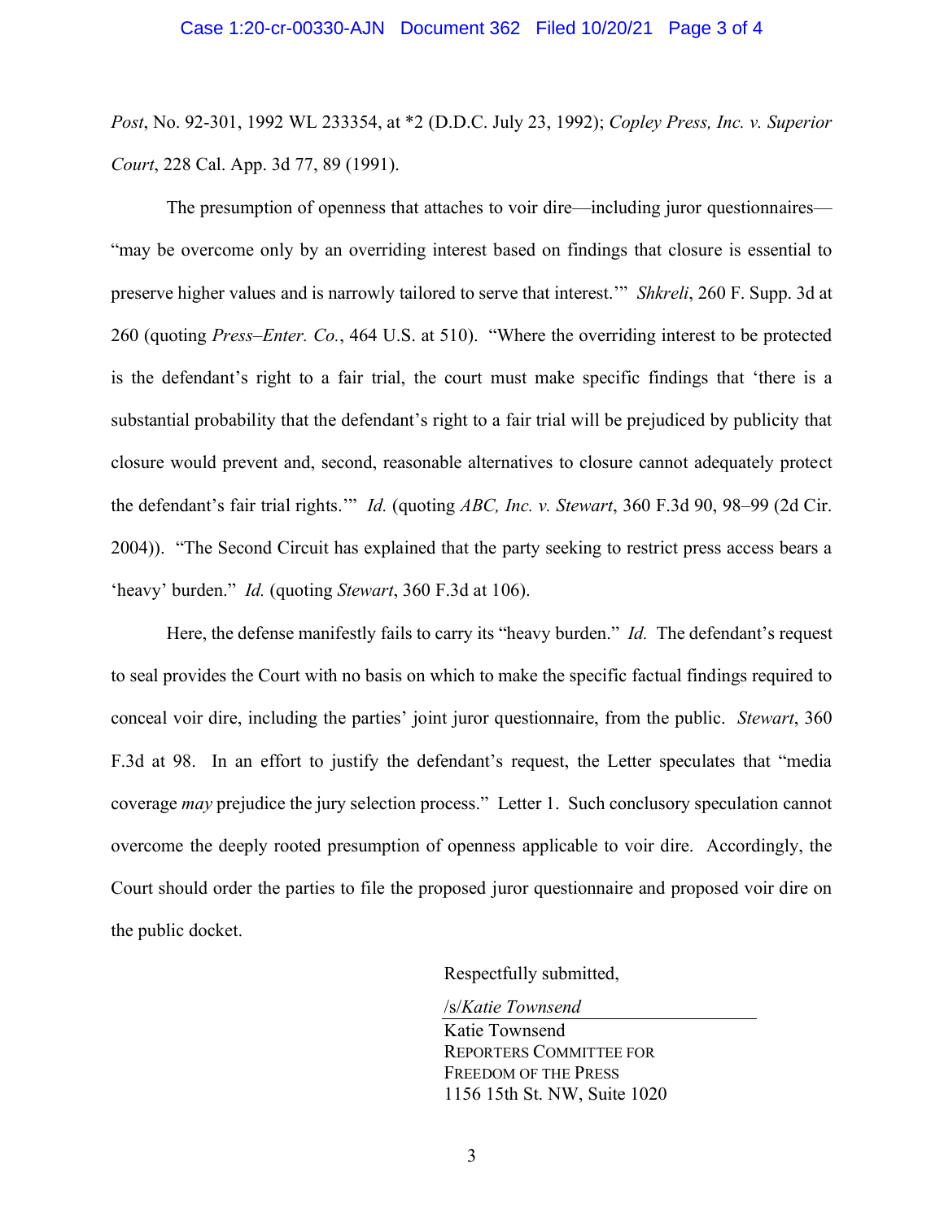*Post*, No. 92-301, 1992 WL 233354, at *2 (D.D.C. July 23, 1992); *Copley Press, Inc. v. Superior Court*, 228 Cal. App. 3d 77, 89 (1991).

The presumption of openness that attaches to voir dire—including juror questionnaires—"may be overcome only by an overriding interest based on findings that closure is essential to preserve higher values and is narrowly tailored to serve that interest.'" *Shkreli*, 260 F. Supp. 3d at 260 (quoting *Press–Enter. Co.*, 464 U.S. at 510). "Where the overriding interest to be protected is the defendant's right to a fair trial, the court must make specific findings that 'there is a substantial probability that the defendant's right to a fair trial will be prejudiced by publicity that closure would prevent and, second, reasonable alternatives to closure cannot adequately protect the defendant's fair trial rights.'" *Id.* (quoting *ABC, Inc. v. Stewart*, 360 F.3d 90, 98–99 (2d Cir. 2004)). "The Second Circuit has explained that the party seeking to restrict press access bears a 'heavy' burden." *Id.* (quoting *Stewart*, 360 F.3d at 106).

Here, the defense manifestly fails to carry its "heavy burden." *Id.* The defendant's request to seal provides the Court with no basis on which to make the specific factual findings required to conceal voir dire, including the parties' joint juror questionnaire, from the public. *Stewart*, 360 F.3d at 98. In an effort to justify the defendant's request, the Letter speculates that "media coverage *may* prejudice the jury selection process." Letter 1. Such conclusory speculation cannot overcome the deeply rooted presumption of openness applicable to voir dire. Accordingly, the Court should order the parties to file the proposed juror questionnaire and proposed voir dire on the public docket.

Respectfully submitted,

/s/*Katie Townsend*

Katie Townsend
REPORTERS COMMITTEE FOR FREEDOM OF THE PRESS
1156 15th St. NW, Suite 1020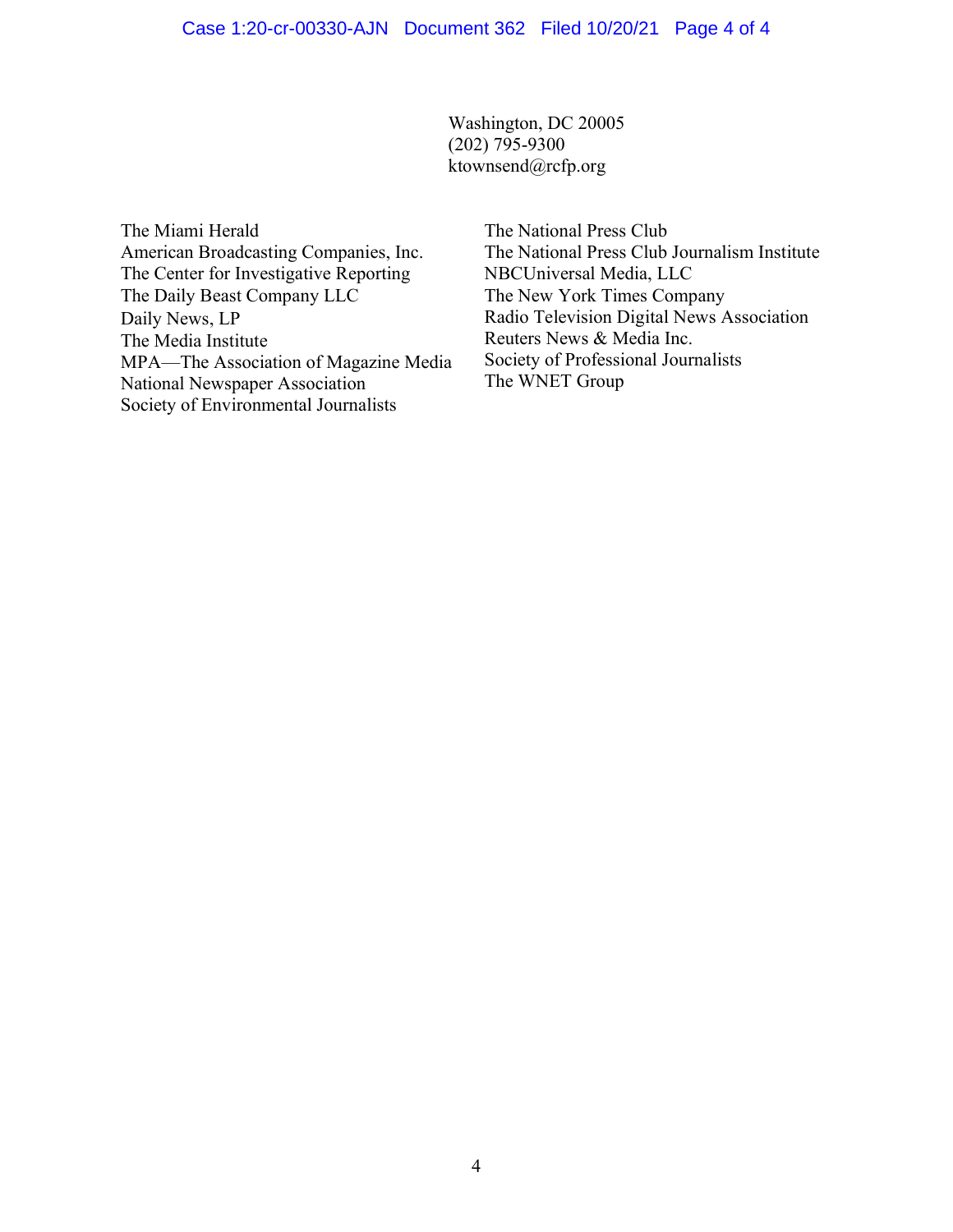Washington, DC 20005
(202) 795-9300
ktownsend@rcfp.org

The Miami Herald
American Broadcasting Companies, Inc.
The Center for Investigative Reporting
The Daily Beast Company LLC
Daily News, LP
The Media Institute
MPA—The Association of Magazine Media
National Newspaper Association
Society of Environmental Journalists
The National Press Club
The National Press Club Journalism Institute
NBCUniversal Media, LLC
The New York Times Company
Radio Television Digital News Association
Reuters News & Media Inc.
Society of Professional Journalists
The WNET Group